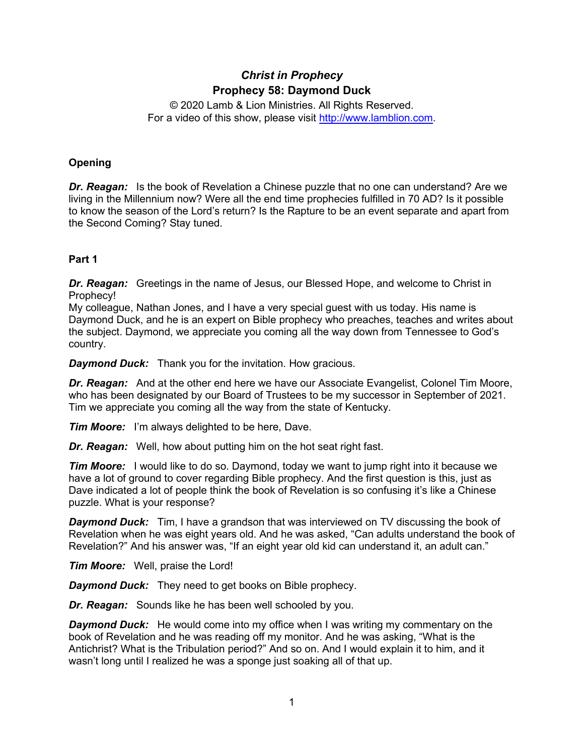# *Christ in Prophecy*

## Prophecy 58: Daymond Duck

© 2020 Lamb & Lion Ministries. All Rights Reserved.
For a video of this show, please visit http://www.lamblion.com.

**Opening**

***Dr. Reagan:*** Is the book of Revelation a Chinese puzzle that no one can understand? Are we living in the Millennium now? Were all the end time prophecies fulfilled in 70 AD? Is it possible to know the season of the Lord's return? Is the Rapture to be an event separate and apart from the Second Coming? Stay tuned.

**Part 1**

***Dr. Reagan:*** Greetings in the name of Jesus, our Blessed Hope, and welcome to Christ in Prophecy!
My colleague, Nathan Jones, and I have a very special guest with us today. His name is Daymond Duck, and he is an expert on Bible prophecy who preaches, teaches and writes about the subject. Daymond, we appreciate you coming all the way down from Tennessee to God's country.

***Daymond Duck:*** Thank you for the invitation. How gracious.

***Dr. Reagan:*** And at the other end here we have our Associate Evangelist, Colonel Tim Moore, who has been designated by our Board of Trustees to be my successor in September of 2021. Tim we appreciate you coming all the way from the state of Kentucky.

***Tim Moore:*** I'm always delighted to be here, Dave.

***Dr. Reagan:*** Well, how about putting him on the hot seat right fast.

***Tim Moore:*** I would like to do so. Daymond, today we want to jump right into it because we have a lot of ground to cover regarding Bible prophecy. And the first question is this, just as Dave indicated a lot of people think the book of Revelation is so confusing it's like a Chinese puzzle. What is your response?

***Daymond Duck:*** Tim, I have a grandson that was interviewed on TV discussing the book of Revelation when he was eight years old. And he was asked, "Can adults understand the book of Revelation?" And his answer was, "If an eight year old kid can understand it, an adult can."

***Tim Moore:*** Well, praise the Lord!

***Daymond Duck:*** They need to get books on Bible prophecy.

***Dr. Reagan:*** Sounds like he has been well schooled by you.

***Daymond Duck:*** He would come into my office when I was writing my commentary on the book of Revelation and he was reading off my monitor. And he was asking, "What is the Antichrist? What is the Tribulation period?" And so on. And I would explain it to him, and it wasn't long until I realized he was a sponge just soaking all of that up.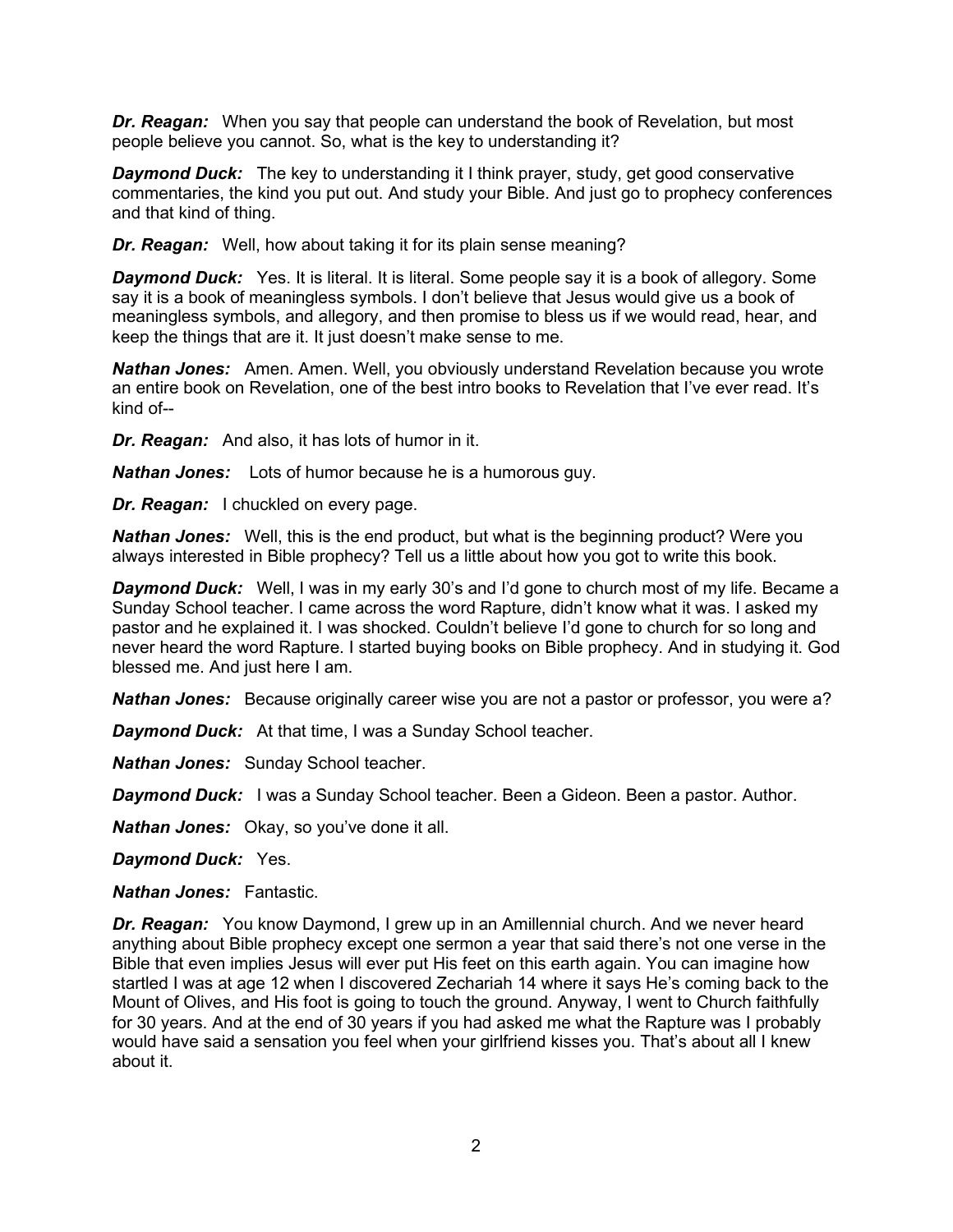***Dr. Reagan:*** When you say that people can understand the book of Revelation, but most people believe you cannot. So, what is the key to understanding it?

***Daymond Duck:*** The key to understanding it I think prayer, study, get good conservative commentaries, the kind you put out. And study your Bible. And just go to prophecy conferences and that kind of thing.

***Dr. Reagan:*** Well, how about taking it for its plain sense meaning?

***Daymond Duck:*** Yes. It is literal. It is literal. Some people say it is a book of allegory. Some say it is a book of meaningless symbols. I don't believe that Jesus would give us a book of meaningless symbols, and allegory, and then promise to bless us if we would read, hear, and keep the things that are it. It just doesn't make sense to me.

***Nathan Jones:*** Amen. Amen. Well, you obviously understand Revelation because you wrote an entire book on Revelation, one of the best intro books to Revelation that I've ever read. It's kind of--

***Dr. Reagan:*** And also, it has lots of humor in it.

***Nathan Jones:*** Lots of humor because he is a humorous guy.

***Dr. Reagan:*** I chuckled on every page.

***Nathan Jones:*** Well, this is the end product, but what is the beginning product? Were you always interested in Bible prophecy? Tell us a little about how you got to write this book.

***Daymond Duck:*** Well, I was in my early 30's and I'd gone to church most of my life. Became a Sunday School teacher. I came across the word Rapture, didn't know what it was. I asked my pastor and he explained it. I was shocked. Couldn't believe I'd gone to church for so long and never heard the word Rapture. I started buying books on Bible prophecy. And in studying it. God blessed me. And just here I am.

***Nathan Jones:*** Because originally career wise you are not a pastor or professor, you were a?

***Daymond Duck:*** At that time, I was a Sunday School teacher.

***Nathan Jones:*** Sunday School teacher.

***Daymond Duck:*** I was a Sunday School teacher. Been a Gideon. Been a pastor. Author.

***Nathan Jones:*** Okay, so you've done it all.

***Daymond Duck:*** Yes.

***Nathan Jones:*** Fantastic.

***Dr. Reagan:*** You know Daymond, I grew up in an Amillennial church. And we never heard anything about Bible prophecy except one sermon a year that said there's not one verse in the Bible that even implies Jesus will ever put His feet on this earth again. You can imagine how startled I was at age 12 when I discovered Zechariah 14 where it says He's coming back to the Mount of Olives, and His foot is going to touch the ground. Anyway, I went to Church faithfully for 30 years. And at the end of 30 years if you had asked me what the Rapture was I probably would have said a sensation you feel when your girlfriend kisses you. That's about all I knew about it.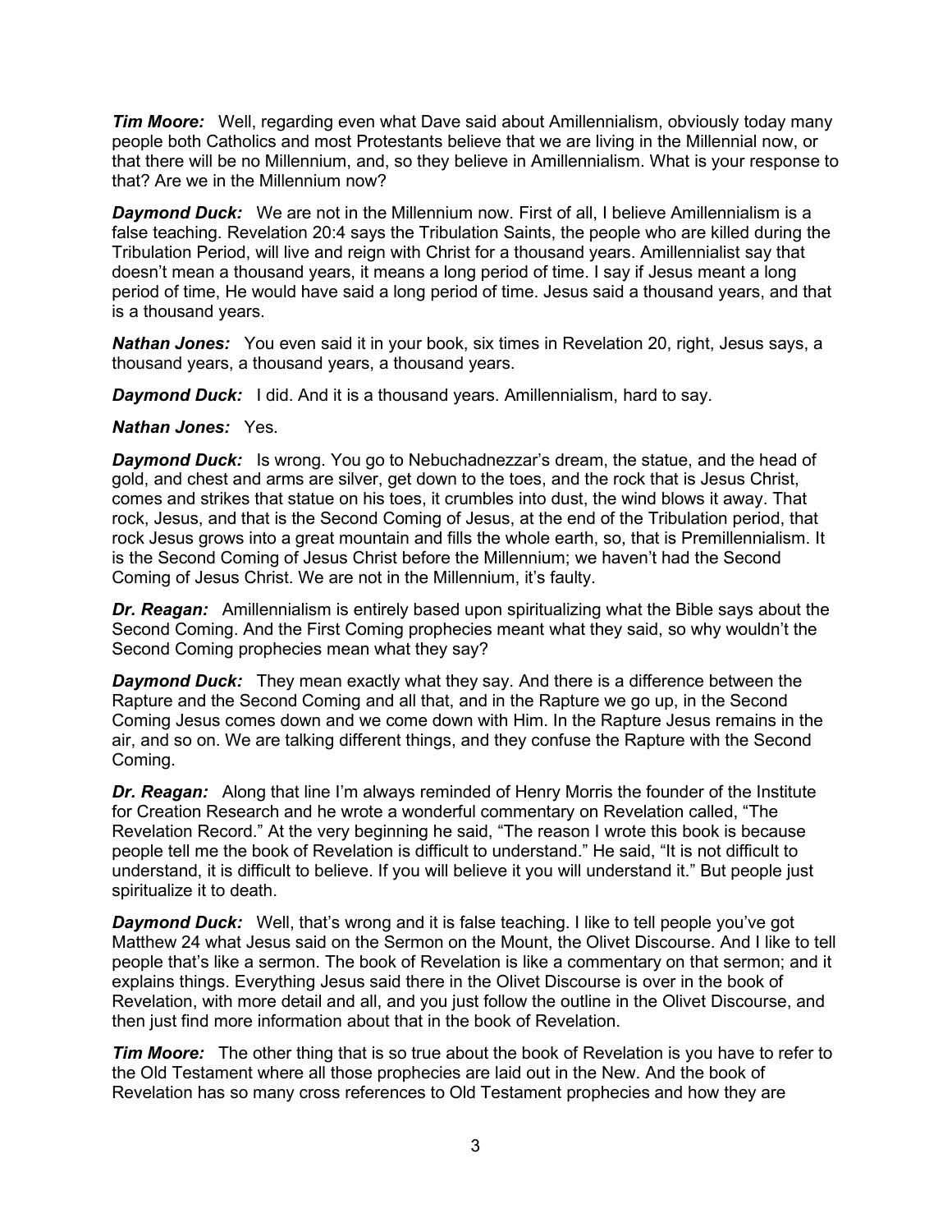***Tim Moore:*** Well, regarding even what Dave said about Amillennialism, obviously today many people both Catholics and most Protestants believe that we are living in the Millennial now, or that there will be no Millennium, and, so they believe in Amillennialism. What is your response to that? Are we in the Millennium now?

***Daymond Duck:*** We are not in the Millennium now. First of all, I believe Amillennialism is a false teaching. Revelation 20:4 says the Tribulation Saints, the people who are killed during the Tribulation Period, will live and reign with Christ for a thousand years. Amillennialist say that doesn't mean a thousand years, it means a long period of time. I say if Jesus meant a long period of time, He would have said a long period of time. Jesus said a thousand years, and that is a thousand years.

***Nathan Jones:*** You even said it in your book, six times in Revelation 20, right, Jesus says, a thousand years, a thousand years, a thousand years.

***Daymond Duck:*** I did. And it is a thousand years. Amillennialism, hard to say.

***Nathan Jones:*** Yes.

***Daymond Duck:*** Is wrong. You go to Nebuchadnezzar's dream, the statue, and the head of gold, and chest and arms are silver, get down to the toes, and the rock that is Jesus Christ, comes and strikes that statue on his toes, it crumbles into dust, the wind blows it away. That rock, Jesus, and that is the Second Coming of Jesus, at the end of the Tribulation period, that rock Jesus grows into a great mountain and fills the whole earth, so, that is Premillennialism. It is the Second Coming of Jesus Christ before the Millennium; we haven't had the Second Coming of Jesus Christ. We are not in the Millennium, it's faulty.

***Dr. Reagan:*** Amillennialism is entirely based upon spiritualizing what the Bible says about the Second Coming. And the First Coming prophecies meant what they said, so why wouldn't the Second Coming prophecies mean what they say?

***Daymond Duck:*** They mean exactly what they say. And there is a difference between the Rapture and the Second Coming and all that, and in the Rapture we go up, in the Second Coming Jesus comes down and we come down with Him. In the Rapture Jesus remains in the air, and so on. We are talking different things, and they confuse the Rapture with the Second Coming.

***Dr. Reagan:*** Along that line I'm always reminded of Henry Morris the founder of the Institute for Creation Research and he wrote a wonderful commentary on Revelation called, "The Revelation Record." At the very beginning he said, "The reason I wrote this book is because people tell me the book of Revelation is difficult to understand." He said, "It is not difficult to understand, it is difficult to believe. If you will believe it you will understand it." But people just spiritualize it to death.

***Daymond Duck:*** Well, that's wrong and it is false teaching. I like to tell people you've got Matthew 24 what Jesus said on the Sermon on the Mount, the Olivet Discourse. And I like to tell people that's like a sermon. The book of Revelation is like a commentary on that sermon; and it explains things. Everything Jesus said there in the Olivet Discourse is over in the book of Revelation, with more detail and all, and you just follow the outline in the Olivet Discourse, and then just find more information about that in the book of Revelation.

***Tim Moore:*** The other thing that is so true about the book of Revelation is you have to refer to the Old Testament where all those prophecies are laid out in the New. And the book of Revelation has so many cross references to Old Testament prophecies and how they are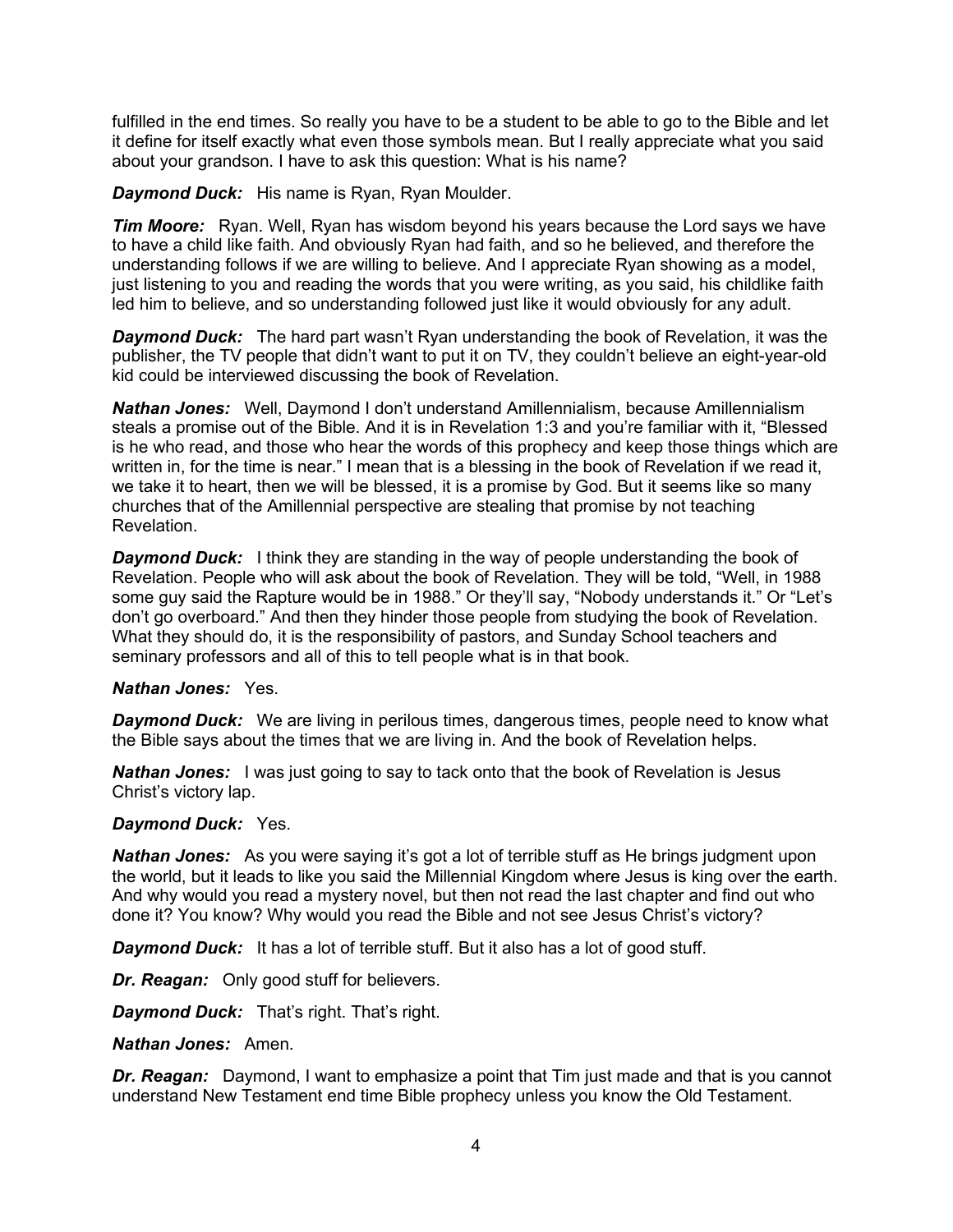fulfilled in the end times. So really you have to be a student to be able to go to the Bible and let it define for itself exactly what even those symbols mean. But I really appreciate what you said about your grandson. I have to ask this question: What is his name?

***Daymond Duck:*** His name is Ryan, Ryan Moulder.

***Tim Moore:*** Ryan. Well, Ryan has wisdom beyond his years because the Lord says we have to have a child like faith. And obviously Ryan had faith, and so he believed, and therefore the understanding follows if we are willing to believe. And I appreciate Ryan showing as a model, just listening to you and reading the words that you were writing, as you said, his childlike faith led him to believe, and so understanding followed just like it would obviously for any adult.

***Daymond Duck:*** The hard part wasn't Ryan understanding the book of Revelation, it was the publisher, the TV people that didn't want to put it on TV, they couldn't believe an eight-year-old kid could be interviewed discussing the book of Revelation.

***Nathan Jones:*** Well, Daymond I don't understand Amillennialism, because Amillennialism steals a promise out of the Bible. And it is in Revelation 1:3 and you're familiar with it, "Blessed is he who read, and those who hear the words of this prophecy and keep those things which are written in, for the time is near." I mean that is a blessing in the book of Revelation if we read it, we take it to heart, then we will be blessed, it is a promise by God. But it seems like so many churches that of the Amillennial perspective are stealing that promise by not teaching Revelation.

***Daymond Duck:*** I think they are standing in the way of people understanding the book of Revelation. People who will ask about the book of Revelation. They will be told, "Well, in 1988 some guy said the Rapture would be in 1988." Or they'll say, "Nobody understands it." Or "Let's don't go overboard." And then they hinder those people from studying the book of Revelation. What they should do, it is the responsibility of pastors, and Sunday School teachers and seminary professors and all of this to tell people what is in that book.

***Nathan Jones:*** Yes.

***Daymond Duck:*** We are living in perilous times, dangerous times, people need to know what the Bible says about the times that we are living in. And the book of Revelation helps.

***Nathan Jones:*** I was just going to say to tack onto that the book of Revelation is Jesus Christ's victory lap.

***Daymond Duck:*** Yes.

***Nathan Jones:*** As you were saying it's got a lot of terrible stuff as He brings judgment upon the world, but it leads to like you said the Millennial Kingdom where Jesus is king over the earth. And why would you read a mystery novel, but then not read the last chapter and find out who done it? You know? Why would you read the Bible and not see Jesus Christ's victory?

***Daymond Duck:*** It has a lot of terrible stuff. But it also has a lot of good stuff.

***Dr. Reagan:*** Only good stuff for believers.

***Daymond Duck:*** That's right. That's right.

***Nathan Jones:*** Amen.

***Dr. Reagan:*** Daymond, I want to emphasize a point that Tim just made and that is you cannot understand New Testament end time Bible prophecy unless you know the Old Testament.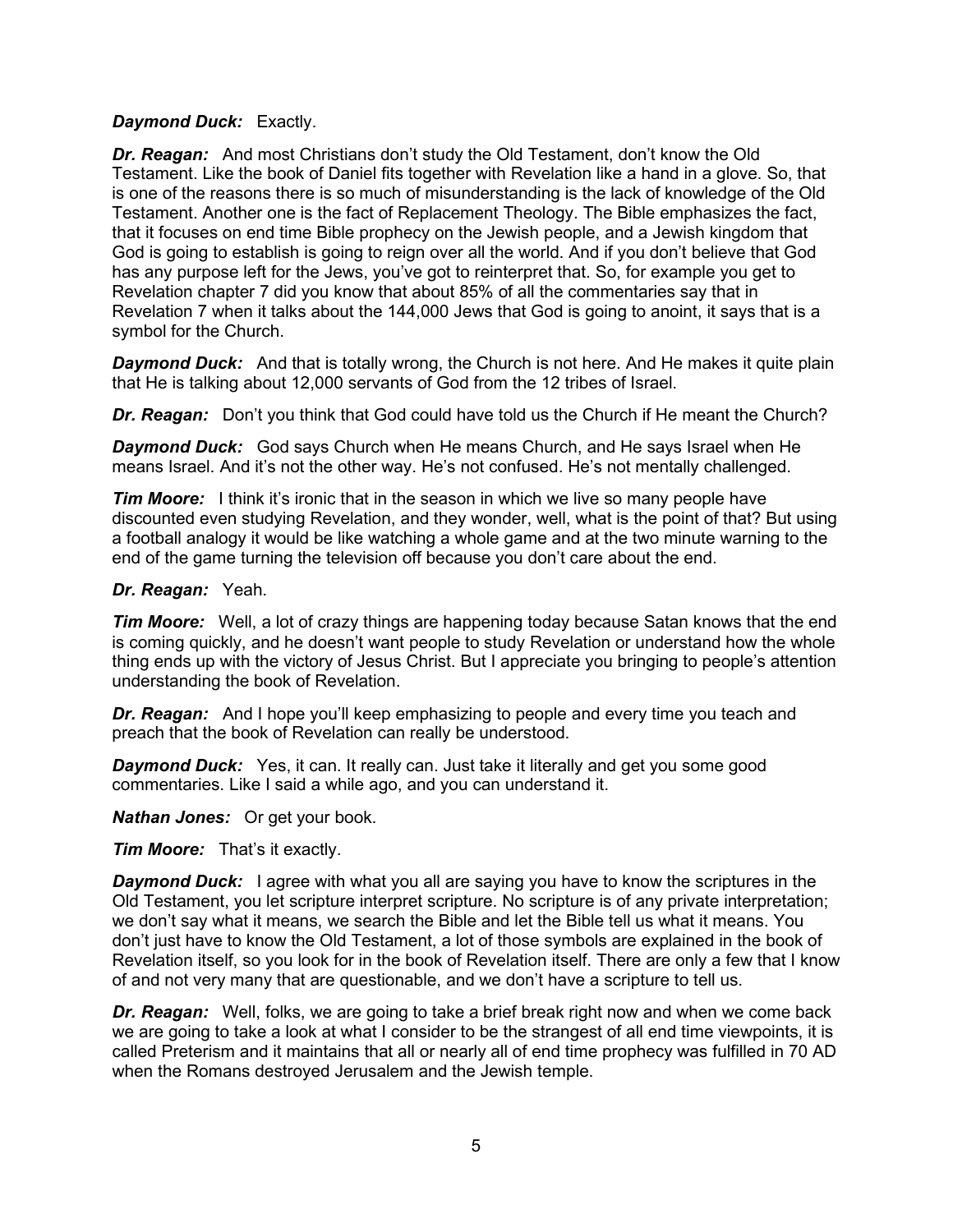***Daymond Duck:*** Exactly.

***Dr. Reagan:*** And most Christians don't study the Old Testament, don't know the Old Testament. Like the book of Daniel fits together with Revelation like a hand in a glove. So, that is one of the reasons there is so much of misunderstanding is the lack of knowledge of the Old Testament. Another one is the fact of Replacement Theology. The Bible emphasizes the fact, that it focuses on end time Bible prophecy on the Jewish people, and a Jewish kingdom that God is going to establish is going to reign over all the world. And if you don't believe that God has any purpose left for the Jews, you've got to reinterpret that. So, for example you get to Revelation chapter 7 did you know that about 85% of all the commentaries say that in Revelation 7 when it talks about the 144,000 Jews that God is going to anoint, it says that is a symbol for the Church.

***Daymond Duck:*** And that is totally wrong, the Church is not here. And He makes it quite plain that He is talking about 12,000 servants of God from the 12 tribes of Israel.

***Dr. Reagan:*** Don't you think that God could have told us the Church if He meant the Church?

***Daymond Duck:*** God says Church when He means Church, and He says Israel when He means Israel. And it's not the other way. He's not confused. He's not mentally challenged.

***Tim Moore:*** I think it's ironic that in the season in which we live so many people have discounted even studying Revelation, and they wonder, well, what is the point of that? But using a football analogy it would be like watching a whole game and at the two minute warning to the end of the game turning the television off because you don't care about the end.

***Dr. Reagan:*** Yeah.

***Tim Moore:*** Well, a lot of crazy things are happening today because Satan knows that the end is coming quickly, and he doesn't want people to study Revelation or understand how the whole thing ends up with the victory of Jesus Christ. But I appreciate you bringing to people's attention understanding the book of Revelation.

***Dr. Reagan:*** And I hope you'll keep emphasizing to people and every time you teach and preach that the book of Revelation can really be understood.

***Daymond Duck:*** Yes, it can. It really can. Just take it literally and get you some good commentaries. Like I said a while ago, and you can understand it.

***Nathan Jones:*** Or get your book.

***Tim Moore:*** That's it exactly.

***Daymond Duck:*** I agree with what you all are saying you have to know the scriptures in the Old Testament, you let scripture interpret scripture. No scripture is of any private interpretation; we don't say what it means, we search the Bible and let the Bible tell us what it means. You don't just have to know the Old Testament, a lot of those symbols are explained in the book of Revelation itself, so you look for in the book of Revelation itself. There are only a few that I know of and not very many that are questionable, and we don't have a scripture to tell us.

***Dr. Reagan:*** Well, folks, we are going to take a brief break right now and when we come back we are going to take a look at what I consider to be the strangest of all end time viewpoints, it is called Preterism and it maintains that all or nearly all of end time prophecy was fulfilled in 70 AD when the Romans destroyed Jerusalem and the Jewish temple.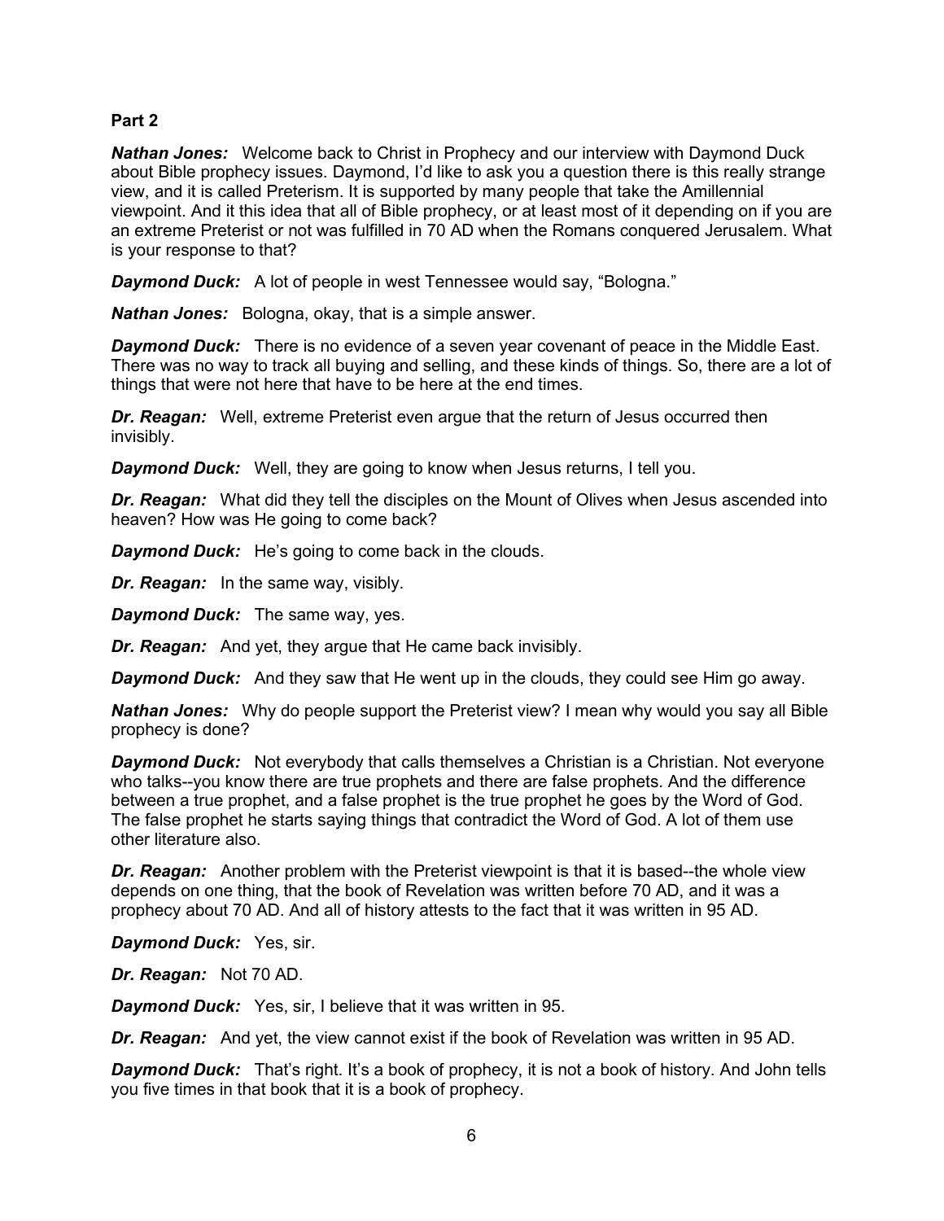**Part 2**

***Nathan Jones:*** Welcome back to Christ in Prophecy and our interview with Daymond Duck about Bible prophecy issues. Daymond, I'd like to ask you a question there is this really strange view, and it is called Preterism. It is supported by many people that take the Amillennial viewpoint. And it this idea that all of Bible prophecy, or at least most of it depending on if you are an extreme Preterist or not was fulfilled in 70 AD when the Romans conquered Jerusalem. What is your response to that?

***Daymond Duck:*** A lot of people in west Tennessee would say, "Bologna."

***Nathan Jones:*** Bologna, okay, that is a simple answer.

***Daymond Duck:*** There is no evidence of a seven year covenant of peace in the Middle East. There was no way to track all buying and selling, and these kinds of things. So, there are a lot of things that were not here that have to be here at the end times.

***Dr. Reagan:*** Well, extreme Preterist even argue that the return of Jesus occurred then invisibly.

***Daymond Duck:*** Well, they are going to know when Jesus returns, I tell you.

***Dr. Reagan:*** What did they tell the disciples on the Mount of Olives when Jesus ascended into heaven? How was He going to come back?

***Daymond Duck:*** He's going to come back in the clouds.

***Dr. Reagan:*** In the same way, visibly.

***Daymond Duck:*** The same way, yes.

***Dr. Reagan:*** And yet, they argue that He came back invisibly.

***Daymond Duck:*** And they saw that He went up in the clouds, they could see Him go away.

***Nathan Jones:*** Why do people support the Preterist view? I mean why would you say all Bible prophecy is done?

***Daymond Duck:*** Not everybody that calls themselves a Christian is a Christian. Not everyone who talks--you know there are true prophets and there are false prophets. And the difference between a true prophet, and a false prophet is the true prophet he goes by the Word of God. The false prophet he starts saying things that contradict the Word of God. A lot of them use other literature also.

***Dr. Reagan:*** Another problem with the Preterist viewpoint is that it is based--the whole view depends on one thing, that the book of Revelation was written before 70 AD, and it was a prophecy about 70 AD. And all of history attests to the fact that it was written in 95 AD.

***Daymond Duck:*** Yes, sir.

***Dr. Reagan:*** Not 70 AD.

***Daymond Duck:*** Yes, sir, I believe that it was written in 95.

***Dr. Reagan:*** And yet, the view cannot exist if the book of Revelation was written in 95 AD.

***Daymond Duck:*** That's right. It's a book of prophecy, it is not a book of history. And John tells you five times in that book that it is a book of prophecy.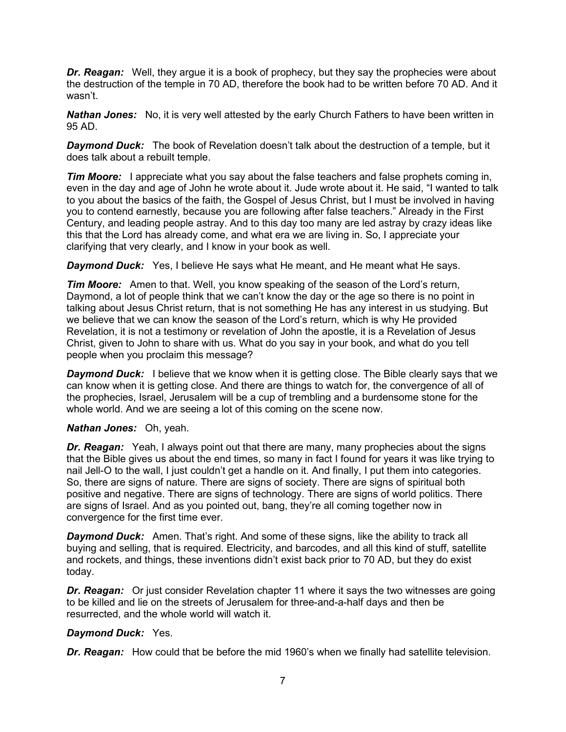***Dr. Reagan:*** Well, they argue it is a book of prophecy, but they say the prophecies were about the destruction of the temple in 70 AD, therefore the book had to be written before 70 AD. And it wasn't.

***Nathan Jones:*** No, it is very well attested by the early Church Fathers to have been written in 95 AD.

***Daymond Duck:*** The book of Revelation doesn't talk about the destruction of a temple, but it does talk about a rebuilt temple.

***Tim Moore:*** I appreciate what you say about the false teachers and false prophets coming in, even in the day and age of John he wrote about it. Jude wrote about it. He said, "I wanted to talk to you about the basics of the faith, the Gospel of Jesus Christ, but I must be involved in having you to contend earnestly, because you are following after false teachers." Already in the First Century, and leading people astray. And to this day too many are led astray by crazy ideas like this that the Lord has already come, and what era we are living in. So, I appreciate your clarifying that very clearly, and I know in your book as well.

***Daymond Duck:*** Yes, I believe He says what He meant, and He meant what He says.

***Tim Moore:*** Amen to that. Well, you know speaking of the season of the Lord's return, Daymond, a lot of people think that we can't know the day or the age so there is no point in talking about Jesus Christ return, that is not something He has any interest in us studying. But we believe that we can know the season of the Lord's return, which is why He provided Revelation, it is not a testimony or revelation of John the apostle, it is a Revelation of Jesus Christ, given to John to share with us. What do you say in your book, and what do you tell people when you proclaim this message?

***Daymond Duck:*** I believe that we know when it is getting close. The Bible clearly says that we can know when it is getting close. And there are things to watch for, the convergence of all of the prophecies, Israel, Jerusalem will be a cup of trembling and a burdensome stone for the whole world. And we are seeing a lot of this coming on the scene now.

***Nathan Jones:*** Oh, yeah.

***Dr. Reagan:*** Yeah, I always point out that there are many, many prophecies about the signs that the Bible gives us about the end times, so many in fact I found for years it was like trying to nail Jell-O to the wall, I just couldn't get a handle on it. And finally, I put them into categories. So, there are signs of nature. There are signs of society. There are signs of spiritual both positive and negative. There are signs of technology. There are signs of world politics. There are signs of Israel. And as you pointed out, bang, they're all coming together now in convergence for the first time ever.

***Daymond Duck:*** Amen. That's right. And some of these signs, like the ability to track all buying and selling, that is required. Electricity, and barcodes, and all this kind of stuff, satellite and rockets, and things, these inventions didn't exist back prior to 70 AD, but they do exist today.

***Dr. Reagan:*** Or just consider Revelation chapter 11 where it says the two witnesses are going to be killed and lie on the streets of Jerusalem for three-and-a-half days and then be resurrected, and the whole world will watch it.

***Daymond Duck:*** Yes.

***Dr. Reagan:*** How could that be before the mid 1960's when we finally had satellite television.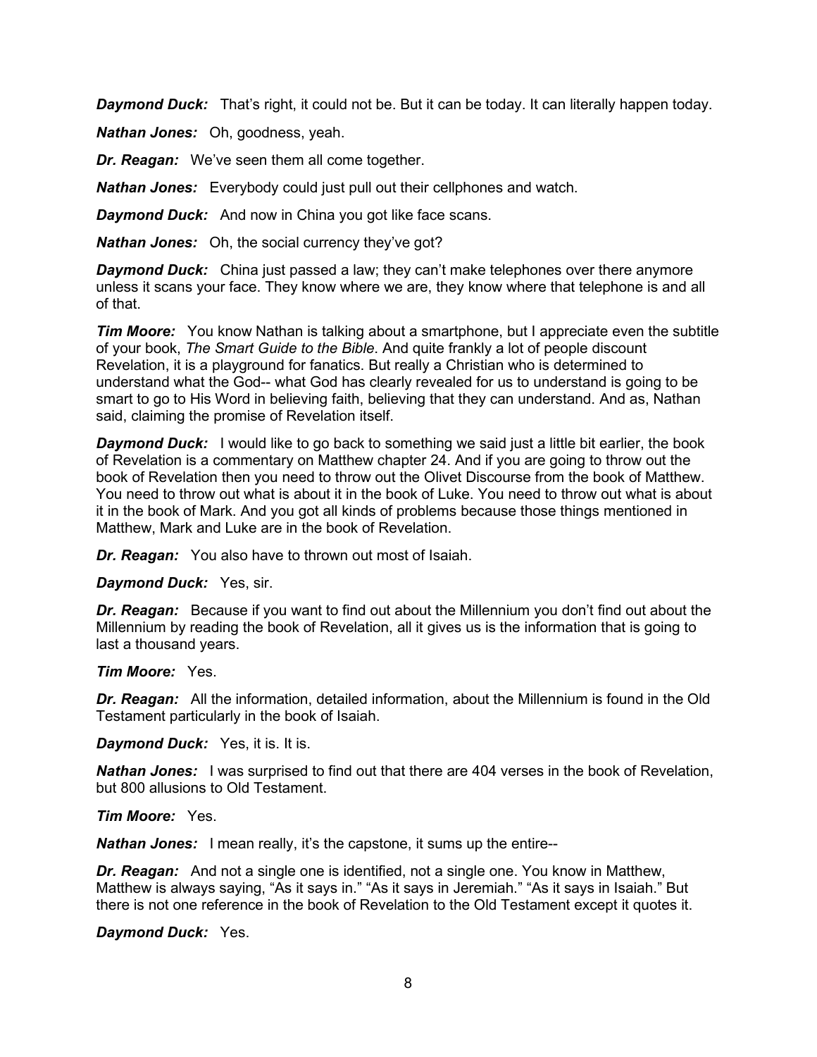***Daymond Duck:*** That's right, it could not be. But it can be today. It can literally happen today.

***Nathan Jones:*** Oh, goodness, yeah.

***Dr. Reagan:*** We've seen them all come together.

***Nathan Jones:*** Everybody could just pull out their cellphones and watch.

***Daymond Duck:*** And now in China you got like face scans.

***Nathan Jones:*** Oh, the social currency they've got?

***Daymond Duck:*** China just passed a law; they can't make telephones over there anymore unless it scans your face. They know where we are, they know where that telephone is and all of that.

***Tim Moore:*** You know Nathan is talking about a smartphone, but I appreciate even the subtitle of your book, *The Smart Guide to the Bible*. And quite frankly a lot of people discount Revelation, it is a playground for fanatics. But really a Christian who is determined to understand what the God-- what God has clearly revealed for us to understand is going to be smart to go to His Word in believing faith, believing that they can understand. And as, Nathan said, claiming the promise of Revelation itself.

***Daymond Duck:*** I would like to go back to something we said just a little bit earlier, the book of Revelation is a commentary on Matthew chapter 24. And if you are going to throw out the book of Revelation then you need to throw out the Olivet Discourse from the book of Matthew. You need to throw out what is about it in the book of Luke. You need to throw out what is about it in the book of Mark. And you got all kinds of problems because those things mentioned in Matthew, Mark and Luke are in the book of Revelation.

***Dr. Reagan:*** You also have to thrown out most of Isaiah.

***Daymond Duck:*** Yes, sir.

***Dr. Reagan:*** Because if you want to find out about the Millennium you don't find out about the Millennium by reading the book of Revelation, all it gives us is the information that is going to last a thousand years.

***Tim Moore:*** Yes.

***Dr. Reagan:*** All the information, detailed information, about the Millennium is found in the Old Testament particularly in the book of Isaiah.

***Daymond Duck:*** Yes, it is. It is.

***Nathan Jones:*** I was surprised to find out that there are 404 verses in the book of Revelation, but 800 allusions to Old Testament.

***Tim Moore:*** Yes.

***Nathan Jones:*** I mean really, it's the capstone, it sums up the entire--

***Dr. Reagan:*** And not a single one is identified, not a single one. You know in Matthew, Matthew is always saying, "As it says in." "As it says in Jeremiah." "As it says in Isaiah." But there is not one reference in the book of Revelation to the Old Testament except it quotes it.

***Daymond Duck:*** Yes.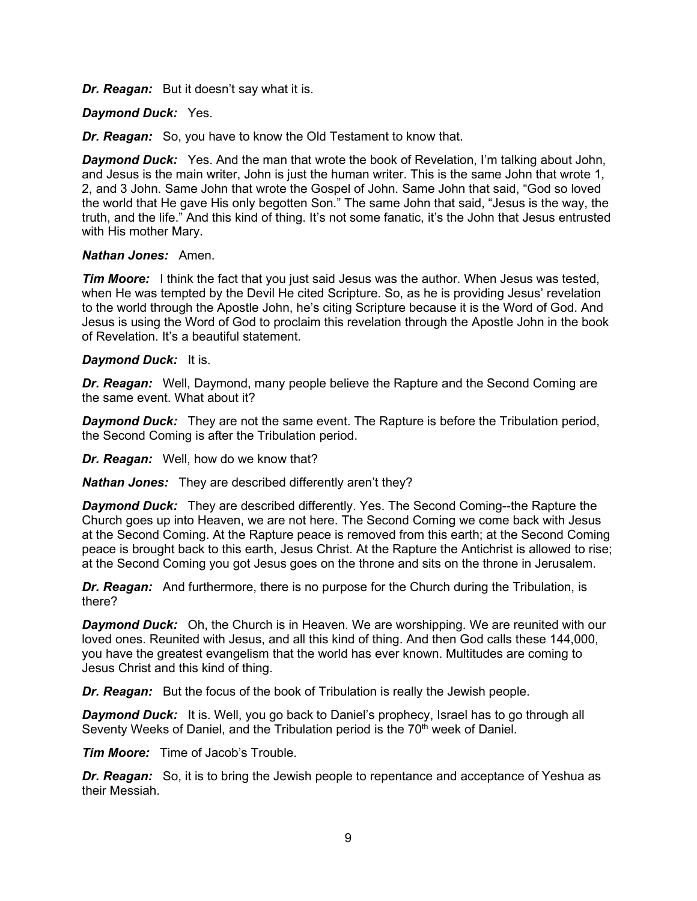***Dr. Reagan:*** But it doesn't say what it is.

***Daymond Duck:*** Yes.

***Dr. Reagan:*** So, you have to know the Old Testament to know that.

***Daymond Duck:*** Yes. And the man that wrote the book of Revelation, I'm talking about John, and Jesus is the main writer, John is just the human writer. This is the same John that wrote 1, 2, and 3 John. Same John that wrote the Gospel of John. Same John that said, "God so loved the world that He gave His only begotten Son." The same John that said, "Jesus is the way, the truth, and the life." And this kind of thing. It's not some fanatic, it's the John that Jesus entrusted with His mother Mary.

***Nathan Jones:*** Amen.

***Tim Moore:*** I think the fact that you just said Jesus was the author. When Jesus was tested, when He was tempted by the Devil He cited Scripture. So, as he is providing Jesus' revelation to the world through the Apostle John, he's citing Scripture because it is the Word of God. And Jesus is using the Word of God to proclaim this revelation through the Apostle John in the book of Revelation. It's a beautiful statement.

***Daymond Duck:*** It is.

***Dr. Reagan:*** Well, Daymond, many people believe the Rapture and the Second Coming are the same event. What about it?

***Daymond Duck:*** They are not the same event. The Rapture is before the Tribulation period, the Second Coming is after the Tribulation period.

***Dr. Reagan:*** Well, how do we know that?

***Nathan Jones:*** They are described differently aren't they?

***Daymond Duck:*** They are described differently. Yes. The Second Coming--the Rapture the Church goes up into Heaven, we are not here. The Second Coming we come back with Jesus at the Second Coming. At the Rapture peace is removed from this earth; at the Second Coming peace is brought back to this earth, Jesus Christ. At the Rapture the Antichrist is allowed to rise; at the Second Coming you got Jesus goes on the throne and sits on the throne in Jerusalem.

***Dr. Reagan:*** And furthermore, there is no purpose for the Church during the Tribulation, is there?

***Daymond Duck:*** Oh, the Church is in Heaven. We are worshipping. We are reunited with our loved ones. Reunited with Jesus, and all this kind of thing. And then God calls these 144,000, you have the greatest evangelism that the world has ever known. Multitudes are coming to Jesus Christ and this kind of thing.

***Dr. Reagan:*** But the focus of the book of Tribulation is really the Jewish people.

***Daymond Duck:*** It is. Well, you go back to Daniel's prophecy, Israel has to go through all Seventy Weeks of Daniel, and the Tribulation period is the 70th week of Daniel.

***Tim Moore:*** Time of Jacob's Trouble.

***Dr. Reagan:*** So, it is to bring the Jewish people to repentance and acceptance of Yeshua as their Messiah.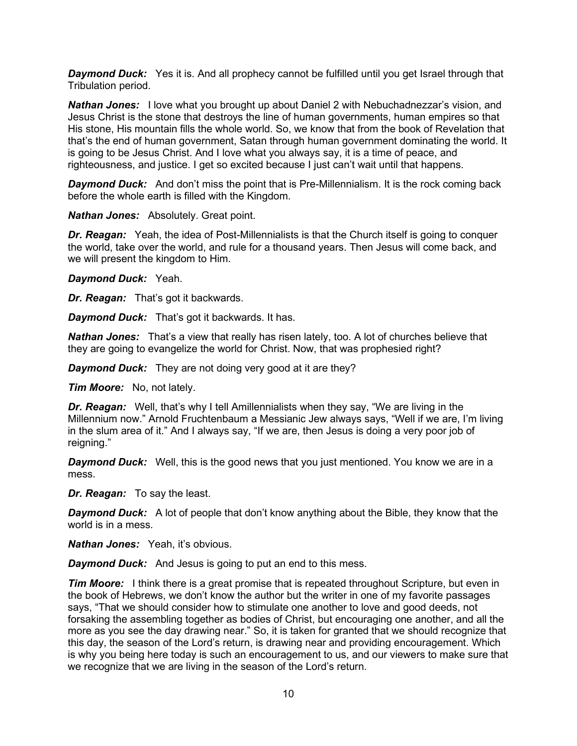***Daymond Duck:*** Yes it is. And all prophecy cannot be fulfilled until you get Israel through that Tribulation period.

***Nathan Jones:*** I love what you brought up about Daniel 2 with Nebuchadnezzar's vision, and Jesus Christ is the stone that destroys the line of human governments, human empires so that His stone, His mountain fills the whole world. So, we know that from the book of Revelation that that's the end of human government, Satan through human government dominating the world. It is going to be Jesus Christ. And I love what you always say, it is a time of peace, and righteousness, and justice. I get so excited because I just can't wait until that happens.

***Daymond Duck:*** And don't miss the point that is Pre-Millennialism. It is the rock coming back before the whole earth is filled with the Kingdom.

***Nathan Jones:*** Absolutely. Great point.

***Dr. Reagan:*** Yeah, the idea of Post-Millennialists is that the Church itself is going to conquer the world, take over the world, and rule for a thousand years. Then Jesus will come back, and we will present the kingdom to Him.

***Daymond Duck:*** Yeah.

***Dr. Reagan:*** That's got it backwards.

***Daymond Duck:*** That's got it backwards. It has.

***Nathan Jones:*** That's a view that really has risen lately, too. A lot of churches believe that they are going to evangelize the world for Christ. Now, that was prophesied right?

***Daymond Duck:*** They are not doing very good at it are they?

***Tim Moore:*** No, not lately.

***Dr. Reagan:*** Well, that's why I tell Amillennialists when they say, "We are living in the Millennium now." Arnold Fruchtenbaum a Messianic Jew always says, "Well if we are, I'm living in the slum area of it." And I always say, "If we are, then Jesus is doing a very poor job of reigning."

***Daymond Duck:*** Well, this is the good news that you just mentioned. You know we are in a mess.

***Dr. Reagan:*** To say the least.

***Daymond Duck:*** A lot of people that don't know anything about the Bible, they know that the world is in a mess.

***Nathan Jones:*** Yeah, it's obvious.

***Daymond Duck:*** And Jesus is going to put an end to this mess.

***Tim Moore:*** I think there is a great promise that is repeated throughout Scripture, but even in the book of Hebrews, we don't know the author but the writer in one of my favorite passages says, "That we should consider how to stimulate one another to love and good deeds, not forsaking the assembling together as bodies of Christ, but encouraging one another, and all the more as you see the day drawing near." So, it is taken for granted that we should recognize that this day, the season of the Lord's return, is drawing near and providing encouragement. Which is why you being here today is such an encouragement to us, and our viewers to make sure that we recognize that we are living in the season of the Lord's return.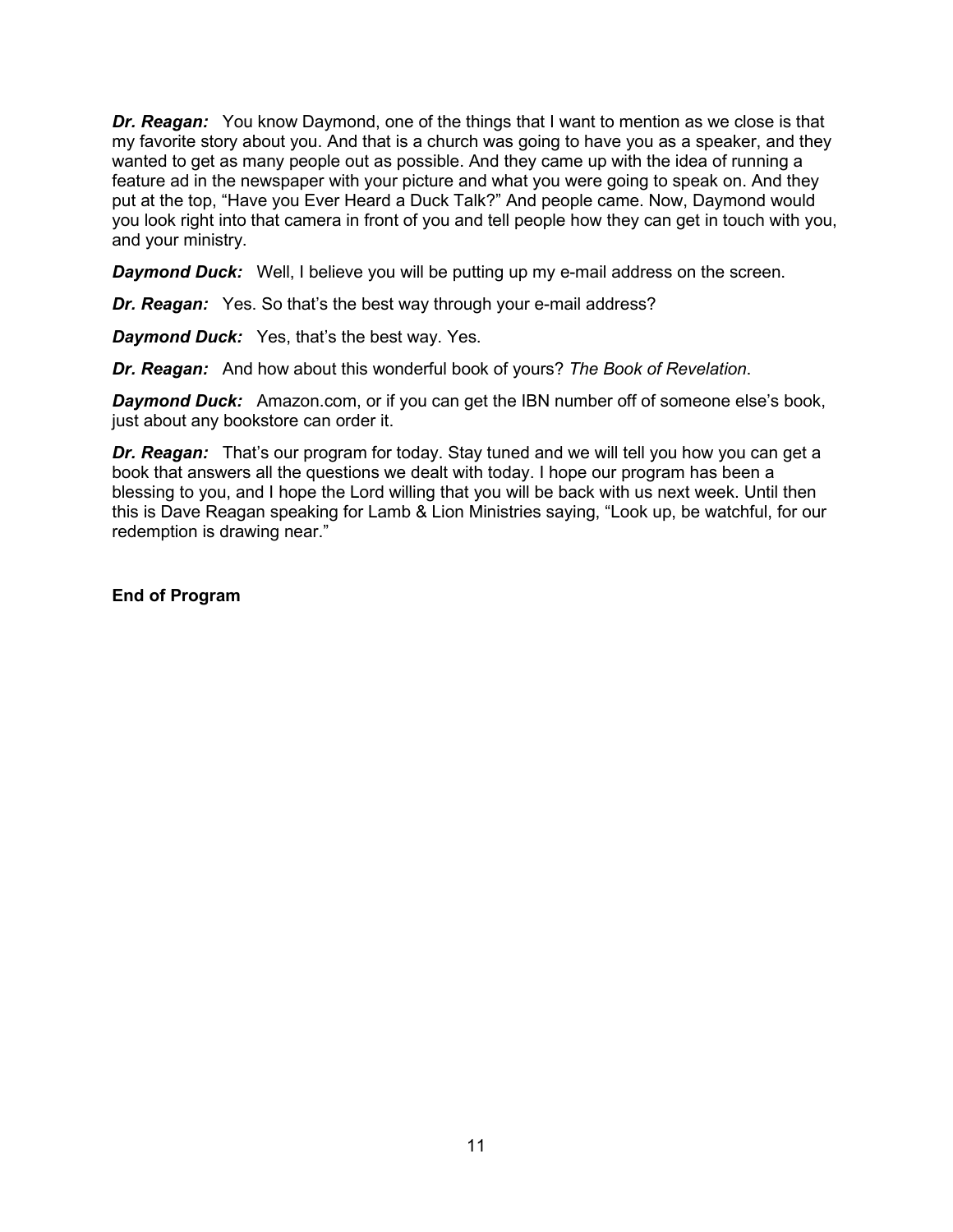***Dr. Reagan:*** You know Daymond, one of the things that I want to mention as we close is that my favorite story about you. And that is a church was going to have you as a speaker, and they wanted to get as many people out as possible. And they came up with the idea of running a feature ad in the newspaper with your picture and what you were going to speak on. And they put at the top, "Have you Ever Heard a Duck Talk?" And people came. Now, Daymond would you look right into that camera in front of you and tell people how they can get in touch with you, and your ministry.

***Daymond Duck:*** Well, I believe you will be putting up my e-mail address on the screen.

***Dr. Reagan:*** Yes. So that's the best way through your e-mail address?

***Daymond Duck:*** Yes, that's the best way. Yes.

***Dr. Reagan:*** And how about this wonderful book of yours? *The Book of Revelation*.

***Daymond Duck:*** Amazon.com, or if you can get the IBN number off of someone else's book, just about any bookstore can order it.

***Dr. Reagan:*** That's our program for today. Stay tuned and we will tell you how you can get a book that answers all the questions we dealt with today. I hope our program has been a blessing to you, and I hope the Lord willing that you will be back with us next week. Until then this is Dave Reagan speaking for Lamb & Lion Ministries saying, "Look up, be watchful, for our redemption is drawing near."

**End of Program**